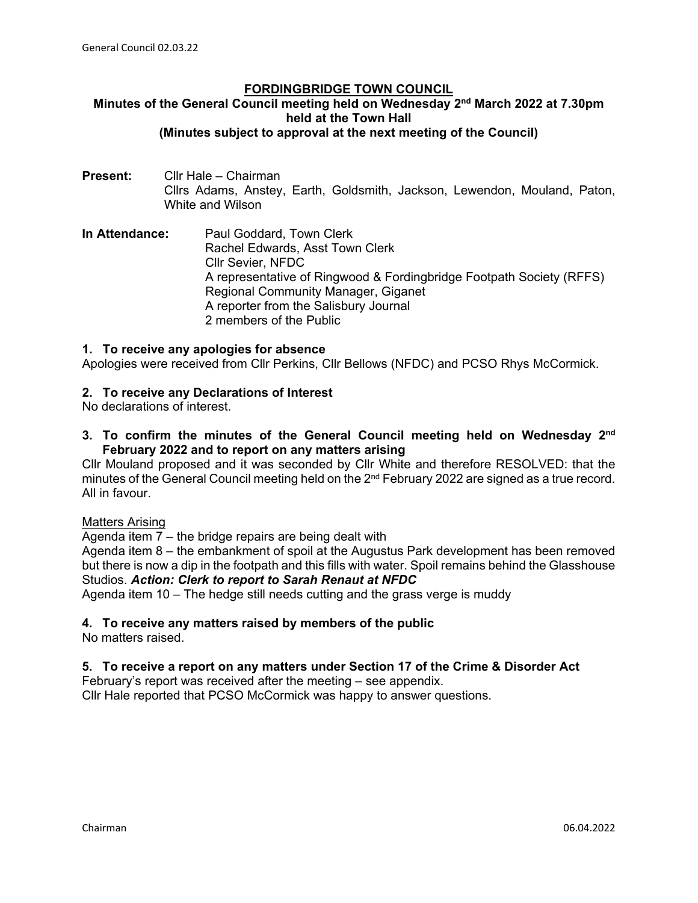# FORDINGBRIDGE TOWN COUNCIL

**Minutes of the General Council meeting held on Wednesday 2nd March 2022 at 7.30pm held at the Town Hall**
**(Minutes subject to approval at the next meeting of the Council)**

**Present:** Cllr Hale – Chairman
Cllrs Adams, Anstey, Earth, Goldsmith, Jackson, Lewendon, Mouland, Paton, White and Wilson

**In Attendance:** Paul Goddard, Town Clerk
Rachel Edwards, Asst Town Clerk
Cllr Sevier, NFDC
A representative of Ringwood & Fordingbridge Footpath Society (RFFS)
Regional Community Manager, Giganet
A reporter from the Salisbury Journal
2 members of the Public

### 1. To receive any apologies for absence

Apologies were received from Cllr Perkins, Cllr Bellows (NFDC) and PCSO Rhys McCormick.

### 2. To receive any Declarations of Interest

No declarations of interest.

### 3. To confirm the minutes of the General Council meeting held on Wednesday 2nd February 2022 and to report on any matters arising

Cllr Mouland proposed and it was seconded by Cllr White and therefore RESOLVED: that the minutes of the General Council meeting held on the 2nd February 2022 are signed as a true record. All in favour.

Matters Arising

Agenda item 7 – the bridge repairs are being dealt with

Agenda item 8 – the embankment of spoil at the Augustus Park development has been removed but there is now a dip in the footpath and this fills with water. Spoil remains behind the Glasshouse Studios. ***Action: Clerk to report to Sarah Renaut at NFDC***

Agenda item 10 – The hedge still needs cutting and the grass verge is muddy

### 4. To receive any matters raised by members of the public

No matters raised.

### 5. To receive a report on any matters under Section 17 of the Crime & Disorder Act

February's report was received after the meeting – see appendix.

Cllr Hale reported that PCSO McCormick was happy to answer questions.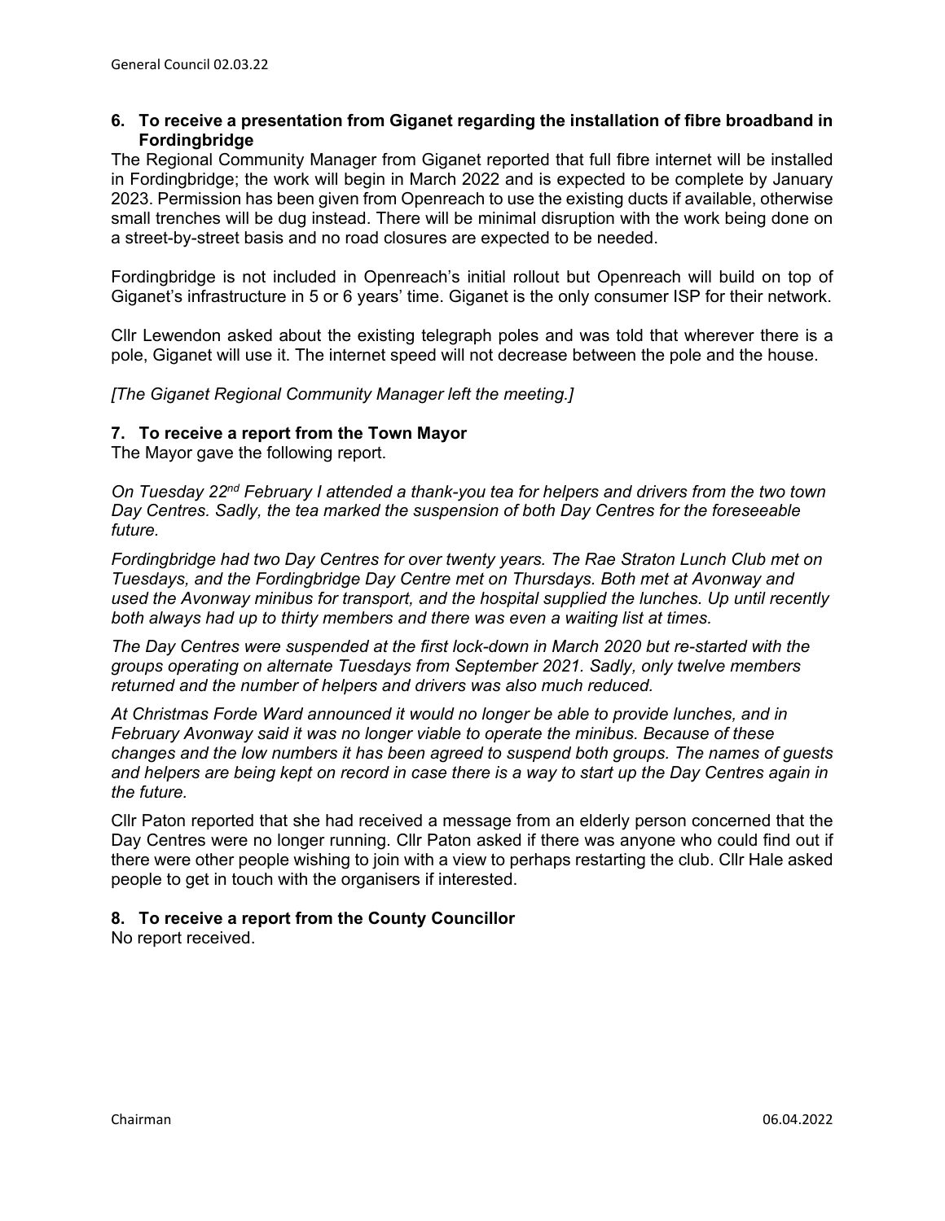### 6. To receive a presentation from Giganet regarding the installation of fibre broadband in Fordingbridge

The Regional Community Manager from Giganet reported that full fibre internet will be installed in Fordingbridge; the work will begin in March 2022 and is expected to be complete by January 2023. Permission has been given from Openreach to use the existing ducts if available, otherwise small trenches will be dug instead. There will be minimal disruption with the work being done on a street-by-street basis and no road closures are expected to be needed.

Fordingbridge is not included in Openreach's initial rollout but Openreach will build on top of Giganet's infrastructure in 5 or 6 years' time. Giganet is the only consumer ISP for their network.

Cllr Lewendon asked about the existing telegraph poles and was told that wherever there is a pole, Giganet will use it. The internet speed will not decrease between the pole and the house.

*[The Giganet Regional Community Manager left the meeting.]*

### 7. To receive a report from the Town Mayor

The Mayor gave the following report.

*On Tuesday 22nd February I attended a thank-you tea for helpers and drivers from the two town Day Centres. Sadly, the tea marked the suspension of both Day Centres for the foreseeable future.*

*Fordingbridge had two Day Centres for over twenty years. The Rae Straton Lunch Club met on Tuesdays, and the Fordingbridge Day Centre met on Thursdays. Both met at Avonway and used the Avonway minibus for transport, and the hospital supplied the lunches. Up until recently both always had up to thirty members and there was even a waiting list at times.*

*The Day Centres were suspended at the first lock-down in March 2020 but re-started with the groups operating on alternate Tuesdays from September 2021. Sadly, only twelve members returned and the number of helpers and drivers was also much reduced.*

*At Christmas Forde Ward announced it would no longer be able to provide lunches, and in February Avonway said it was no longer viable to operate the minibus. Because of these changes and the low numbers it has been agreed to suspend both groups. The names of guests and helpers are being kept on record in case there is a way to start up the Day Centres again in the future.*

Cllr Paton reported that she had received a message from an elderly person concerned that the Day Centres were no longer running. Cllr Paton asked if there was anyone who could find out if there were other people wishing to join with a view to perhaps restarting the club. Cllr Hale asked people to get in touch with the organisers if interested.

### 8. To receive a report from the County Councillor

No report received.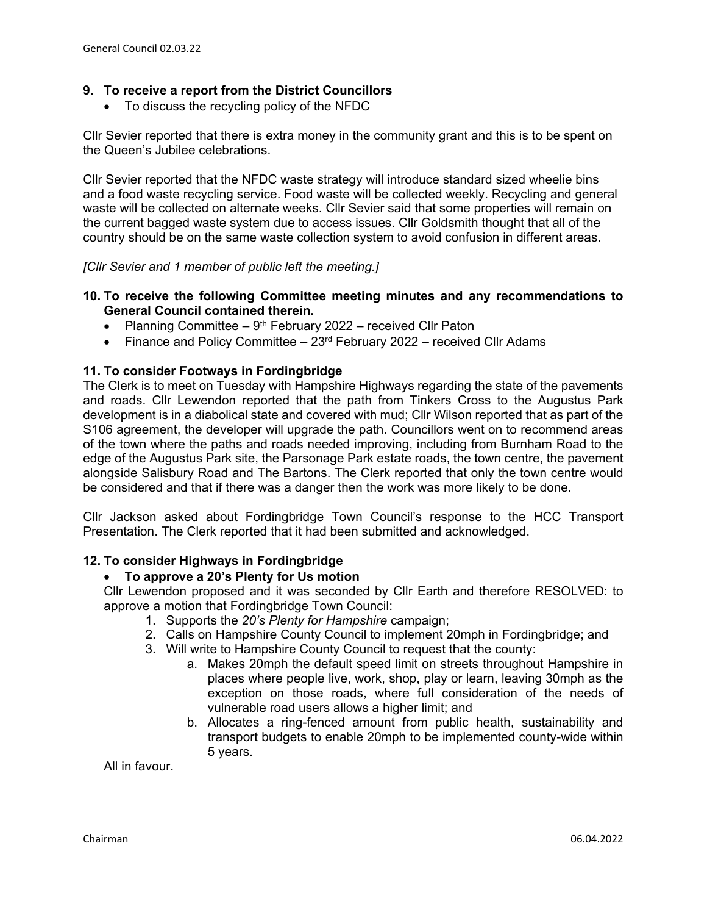**9. To receive a report from the District Councillors**

- To discuss the recycling policy of the NFDC

Cllr Sevier reported that there is extra money in the community grant and this is to be spent on the Queen's Jubilee celebrations.

Cllr Sevier reported that the NFDC waste strategy will introduce standard sized wheelie bins and a food waste recycling service. Food waste will be collected weekly. Recycling and general waste will be collected on alternate weeks. Cllr Sevier said that some properties will remain on the current bagged waste system due to access issues. Cllr Goldsmith thought that all of the country should be on the same waste collection system to avoid confusion in different areas.

*[Cllr Sevier and 1 member of public left the meeting.]*

**10. To receive the following Committee meeting minutes and any recommendations to General Council contained therein.**

- Planning Committee – 9th February 2022 – received Cllr Paton
- Finance and Policy Committee – 23rd February 2022 – received Cllr Adams

**11. To consider Footways in Fordingbridge**

The Clerk is to meet on Tuesday with Hampshire Highways regarding the state of the pavements and roads. Cllr Lewendon reported that the path from Tinkers Cross to the Augustus Park development is in a diabolical state and covered with mud; Cllr Wilson reported that as part of the S106 agreement, the developer will upgrade the path. Councillors went on to recommend areas of the town where the paths and roads needed improving, including from Burnham Road to the edge of the Augustus Park site, the Parsonage Park estate roads, the town centre, the pavement alongside Salisbury Road and The Bartons. The Clerk reported that only the town centre would be considered and that if there was a danger then the work was more likely to be done.

Cllr Jackson asked about Fordingbridge Town Council's response to the HCC Transport Presentation. The Clerk reported that it had been submitted and acknowledged.

**12. To consider Highways in Fordingbridge**

- **To approve a 20's Plenty for Us motion**

Cllr Lewendon proposed and it was seconded by Cllr Earth and therefore RESOLVED: to approve a motion that Fordingbridge Town Council:

1. Supports the *20's Plenty for Hampshire* campaign;
2. Calls on Hampshire County Council to implement 20mph in Fordingbridge; and
3. Will write to Hampshire County Council to request that the county:
   a. Makes 20mph the default speed limit on streets throughout Hampshire in places where people live, work, shop, play or learn, leaving 30mph as the exception on those roads, where full consideration of the needs of vulnerable road users allows a higher limit; and
   b. Allocates a ring-fenced amount from public health, sustainability and transport budgets to enable 20mph to be implemented county-wide within 5 years.

All in favour.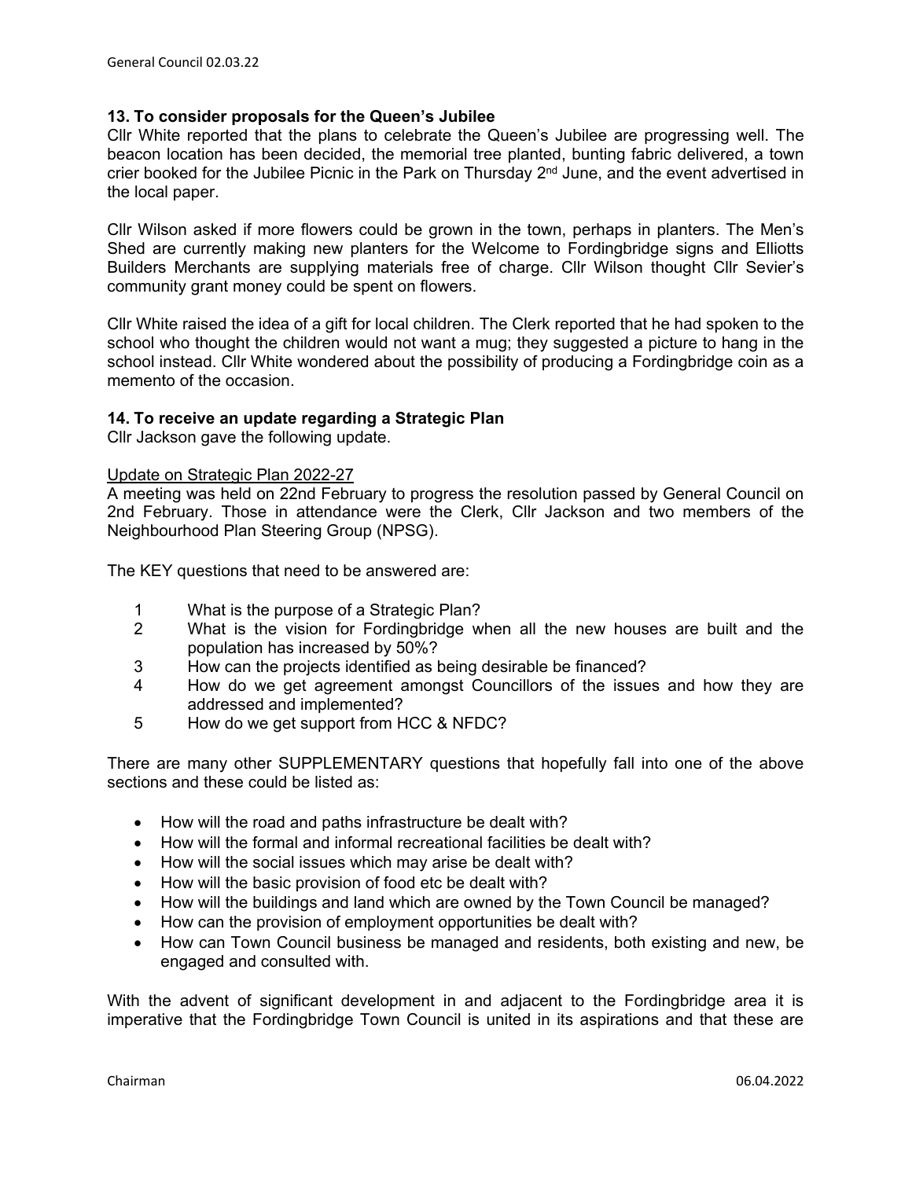**13. To consider proposals for the Queen's Jubilee**

Cllr White reported that the plans to celebrate the Queen's Jubilee are progressing well. The beacon location has been decided, the memorial tree planted, bunting fabric delivered, a town crier booked for the Jubilee Picnic in the Park on Thursday 2nd June, and the event advertised in the local paper.

Cllr Wilson asked if more flowers could be grown in the town, perhaps in planters. The Men's Shed are currently making new planters for the Welcome to Fordingbridge signs and Elliotts Builders Merchants are supplying materials free of charge. Cllr Wilson thought Cllr Sevier's community grant money could be spent on flowers.

Cllr White raised the idea of a gift for local children. The Clerk reported that he had spoken to the school who thought the children would not want a mug; they suggested a picture to hang in the school instead. Cllr White wondered about the possibility of producing a Fordingbridge coin as a memento of the occasion.

**14. To receive an update regarding a Strategic Plan**

Cllr Jackson gave the following update.

Update on Strategic Plan 2022-27

A meeting was held on 22nd February to progress the resolution passed by General Council on 2nd February. Those in attendance were the Clerk, Cllr Jackson and two members of the Neighbourhood Plan Steering Group (NPSG).

The KEY questions that need to be answered are:

1. What is the purpose of a Strategic Plan?
2. What is the vision for Fordingbridge when all the new houses are built and the population has increased by 50%?
3. How can the projects identified as being desirable be financed?
4. How do we get agreement amongst Councillors of the issues and how they are addressed and implemented?
5. How do we get support from HCC & NFDC?

There are many other SUPPLEMENTARY questions that hopefully fall into one of the above sections and these could be listed as:

- How will the road and paths infrastructure be dealt with?
- How will the formal and informal recreational facilities be dealt with?
- How will the social issues which may arise be dealt with?
- How will the basic provision of food etc be dealt with?
- How will the buildings and land which are owned by the Town Council be managed?
- How can the provision of employment opportunities be dealt with?
- How can Town Council business be managed and residents, both existing and new, be engaged and consulted with.

With the advent of significant development in and adjacent to the Fordingbridge area it is imperative that the Fordingbridge Town Council is united in its aspirations and that these are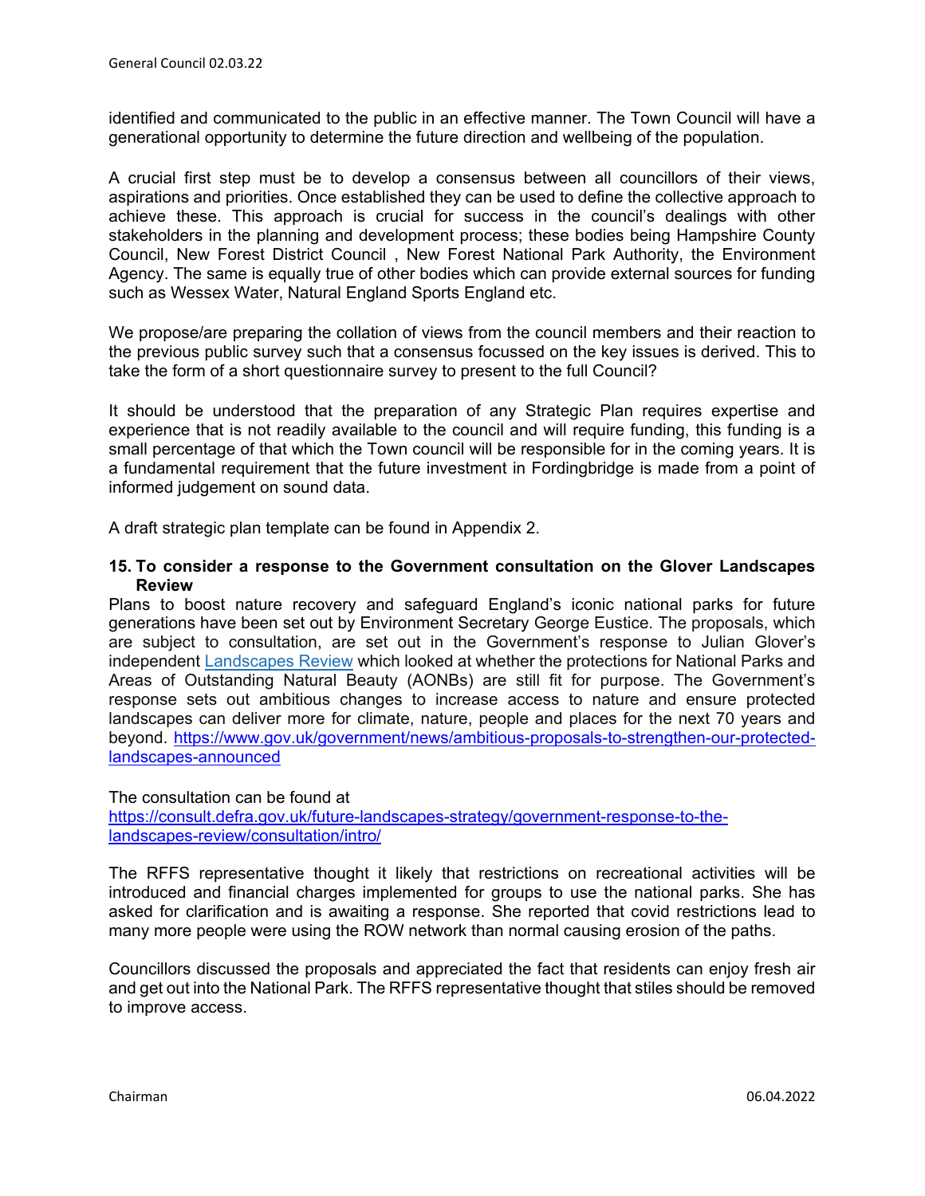identified and communicated to the public in an effective manner. The Town Council will have a generational opportunity to determine the future direction and wellbeing of the population.

A crucial first step must be to develop a consensus between all councillors of their views, aspirations and priorities. Once established they can be used to define the collective approach to achieve these. This approach is crucial for success in the council's dealings with other stakeholders in the planning and development process; these bodies being Hampshire County Council, New Forest District Council , New Forest National Park Authority, the Environment Agency. The same is equally true of other bodies which can provide external sources for funding such as Wessex Water, Natural England Sports England etc.

We propose/are preparing the collation of views from the council members and their reaction to the previous public survey such that a consensus focussed on the key issues is derived. This to take the form of a short questionnaire survey to present to the full Council?

It should be understood that the preparation of any Strategic Plan requires expertise and experience that is not readily available to the council and will require funding, this funding is a small percentage of that which the Town council will be responsible for in the coming years. It is a fundamental requirement that the future investment in Fordingbridge is made from a point of informed judgement on sound data.

A draft strategic plan template can be found in Appendix 2.

**15. To consider a response to the Government consultation on the Glover Landscapes Review**

Plans to boost nature recovery and safeguard England's iconic national parks for future generations have been set out by Environment Secretary George Eustice. The proposals, which are subject to consultation, are set out in the Government's response to Julian Glover's independent [Landscapes Review](Landscapes Review) which looked at whether the protections for National Parks and Areas of Outstanding Natural Beauty (AONBs) are still fit for purpose. The Government's response sets out ambitious changes to increase access to nature and ensure protected landscapes can deliver more for climate, nature, people and places for the next 70 years and beyond. https://www.gov.uk/government/news/ambitious-proposals-to-strengthen-our-protected-landscapes-announced

The consultation can be found at
https://consult.defra.gov.uk/future-landscapes-strategy/government-response-to-the-landscapes-review/consultation/intro/

The RFFS representative thought it likely that restrictions on recreational activities will be introduced and financial charges implemented for groups to use the national parks. She has asked for clarification and is awaiting a response. She reported that covid restrictions lead to many more people were using the ROW network than normal causing erosion of the paths.

Councillors discussed the proposals and appreciated the fact that residents can enjoy fresh air and get out into the National Park. The RFFS representative thought that stiles should be removed to improve access.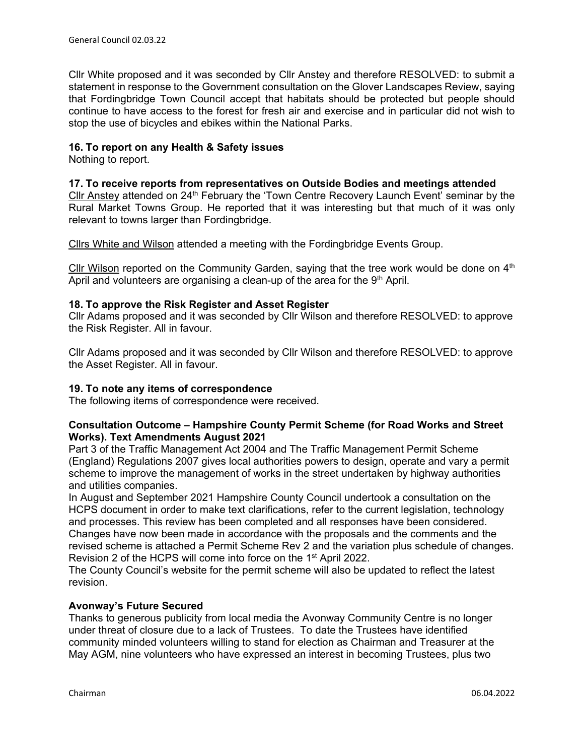Cllr White proposed and it was seconded by Cllr Anstey and therefore RESOLVED: to submit a statement in response to the Government consultation on the Glover Landscapes Review, saying that Fordingbridge Town Council accept that habitats should be protected but people should continue to have access to the forest for fresh air and exercise and in particular did not wish to stop the use of bicycles and ebikes within the National Parks.

**16. To report on any Health & Safety issues**

Nothing to report.

**17. To receive reports from representatives on Outside Bodies and meetings attended**

Cllr Anstey attended on 24th February the 'Town Centre Recovery Launch Event' seminar by the Rural Market Towns Group. He reported that it was interesting but that much of it was only relevant to towns larger than Fordingbridge.

Cllrs White and Wilson attended a meeting with the Fordingbridge Events Group.

Cllr Wilson reported on the Community Garden, saying that the tree work would be done on 4th April and volunteers are organising a clean-up of the area for the 9th April.

**18. To approve the Risk Register and Asset Register**

Cllr Adams proposed and it was seconded by Cllr Wilson and therefore RESOLVED: to approve the Risk Register. All in favour.

Cllr Adams proposed and it was seconded by Cllr Wilson and therefore RESOLVED: to approve the Asset Register. All in favour.

**19. To note any items of correspondence**

The following items of correspondence were received.

**Consultation Outcome – Hampshire County Permit Scheme (for Road Works and Street Works). Text Amendments August 2021**

Part 3 of the Traffic Management Act 2004 and The Traffic Management Permit Scheme (England) Regulations 2007 gives local authorities powers to design, operate and vary a permit scheme to improve the management of works in the street undertaken by highway authorities and utilities companies.

In August and September 2021 Hampshire County Council undertook a consultation on the HCPS document in order to make text clarifications, refer to the current legislation, technology and processes. This review has been completed and all responses have been considered. Changes have now been made in accordance with the proposals and the comments and the revised scheme is attached a Permit Scheme Rev 2 and the variation plus schedule of changes. Revision 2 of the HCPS will come into force on the 1st April 2022.

The County Council's website for the permit scheme will also be updated to reflect the latest revision.

**Avonway's Future Secured**

Thanks to generous publicity from local media the Avonway Community Centre is no longer under threat of closure due to a lack of Trustees. To date the Trustees have identified community minded volunteers willing to stand for election as Chairman and Treasurer at the May AGM, nine volunteers who have expressed an interest in becoming Trustees, plus two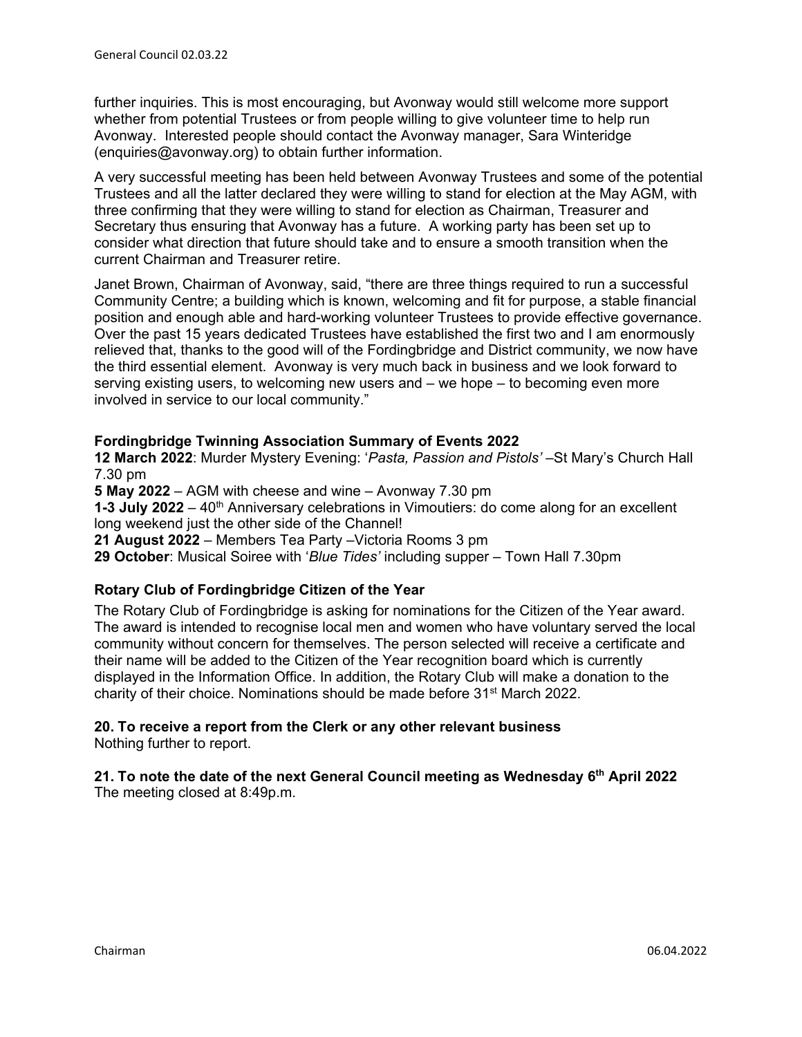further inquiries. This is most encouraging, but Avonway would still welcome more support whether from potential Trustees or from people willing to give volunteer time to help run Avonway. Interested people should contact the Avonway manager, Sara Winteridge (enquiries@avonway.org) to obtain further information.

A very successful meeting has been held between Avonway Trustees and some of the potential Trustees and all the latter declared they were willing to stand for election at the May AGM, with three confirming that they were willing to stand for election as Chairman, Treasurer and Secretary thus ensuring that Avonway has a future. A working party has been set up to consider what direction that future should take and to ensure a smooth transition when the current Chairman and Treasurer retire.

Janet Brown, Chairman of Avonway, said, "there are three things required to run a successful Community Centre; a building which is known, welcoming and fit for purpose, a stable financial position and enough able and hard-working volunteer Trustees to provide effective governance. Over the past 15 years dedicated Trustees have established the first two and I am enormously relieved that, thanks to the good will of the Fordingbridge and District community, we now have the third essential element. Avonway is very much back in business and we look forward to serving existing users, to welcoming new users and – we hope – to becoming even more involved in service to our local community."

**Fordingbridge Twinning Association Summary of Events 2022**
**12 March 2022**: Murder Mystery Evening: '*Pasta, Passion and Pistols'* –St Mary's Church Hall 7.30 pm
**5 May 2022** – AGM with cheese and wine – Avonway 7.30 pm
**1-3 July 2022** – 40th Anniversary celebrations in Vimoutiers: do come along for an excellent long weekend just the other side of the Channel!
**21 August 2022** – Members Tea Party –Victoria Rooms 3 pm
**29 October**: Musical Soiree with '*Blue Tides'* including supper – Town Hall 7.30pm

**Rotary Club of Fordingbridge Citizen of the Year**

The Rotary Club of Fordingbridge is asking for nominations for the Citizen of the Year award. The award is intended to recognise local men and women who have voluntary served the local community without concern for themselves. The person selected will receive a certificate and their name will be added to the Citizen of the Year recognition board which is currently displayed in the Information Office. In addition, the Rotary Club will make a donation to the charity of their choice. Nominations should be made before 31st March 2022.

**20. To receive a report from the Clerk or any other relevant business**
Nothing further to report.

**21. To note the date of the next General Council meeting as Wednesday 6th April 2022**
The meeting closed at 8:49p.m.

Chairman 06.04.2022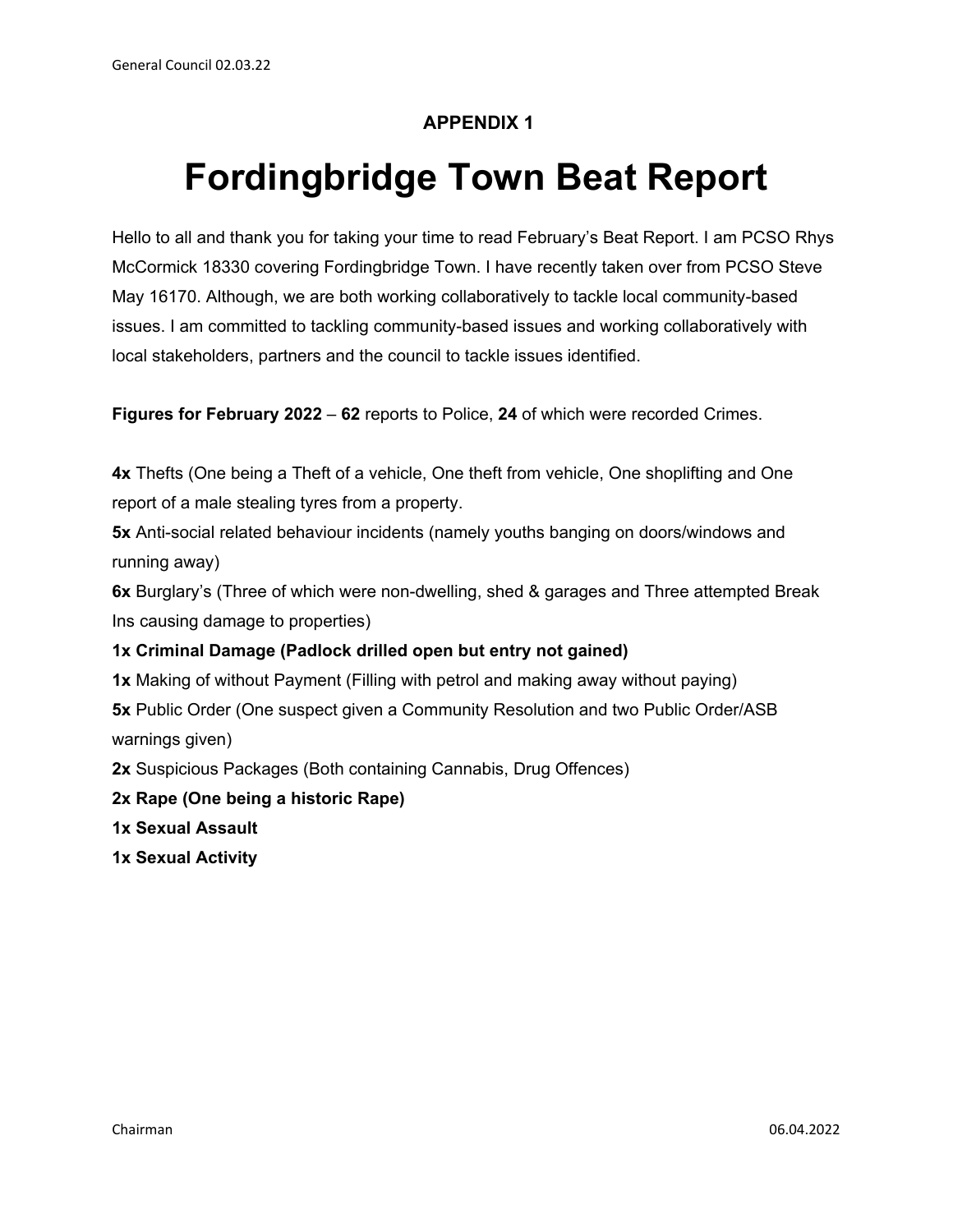**APPENDIX 1**

# Fordingbridge Town Beat Report

Hello to all and thank you for taking your time to read February's Beat Report. I am PCSO Rhys McCormick 18330 covering Fordingbridge Town. I have recently taken over from PCSO Steve May 16170. Although, we are both working collaboratively to tackle local community-based issues. I am committed to tackling community-based issues and working collaboratively with local stakeholders, partners and the council to tackle issues identified.

**Figures for February 2022** – **62** reports to Police, **24** of which were recorded Crimes.

**4x** Thefts (One being a Theft of a vehicle, One theft from vehicle, One shoplifting and One report of a male stealing tyres from a property.
**5x** Anti-social related behaviour incidents (namely youths banging on doors/windows and running away)
**6x** Burglary's (Three of which were non-dwelling, shed & garages and Three attempted Break Ins causing damage to properties)
**1x Criminal Damage (Padlock drilled open but entry not gained)**
**1x** Making of without Payment (Filling with petrol and making away without paying)
**5x** Public Order (One suspect given a Community Resolution and two Public Order/ASB warnings given)
**2x** Suspicious Packages (Both containing Cannabis, Drug Offences)
**2x Rape (One being a historic Rape)**
**1x Sexual Assault**
**1x Sexual Activity**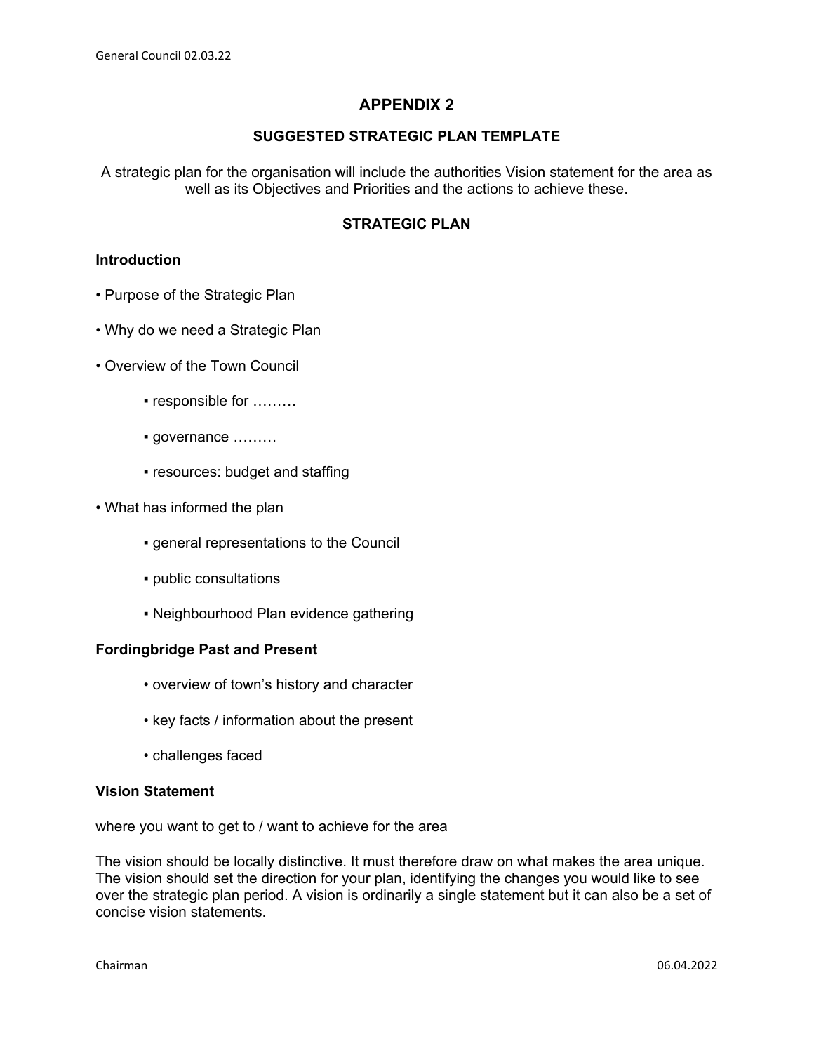# APPENDIX 2

## SUGGESTED STRATEGIC PLAN TEMPLATE

A strategic plan for the organisation will include the authorities Vision statement for the area as well as its Objectives and Priorities and the actions to achieve these.

## STRATEGIC PLAN

### Introduction

- Purpose of the Strategic Plan
- Why do we need a Strategic Plan
- Overview of the Town Council
  - responsible for ………
  - governance ………
  - resources: budget and staffing
- What has informed the plan
  - general representations to the Council
  - public consultations
  - Neighbourhood Plan evidence gathering

### Fordingbridge Past and Present

- overview of town's history and character
- key facts / information about the present
- challenges faced

### Vision Statement

where you want to get to / want to achieve for the area

The vision should be locally distinctive. It must therefore draw on what makes the area unique. The vision should set the direction for your plan, identifying the changes you would like to see over the strategic plan period. A vision is ordinarily a single statement but it can also be a set of concise vision statements.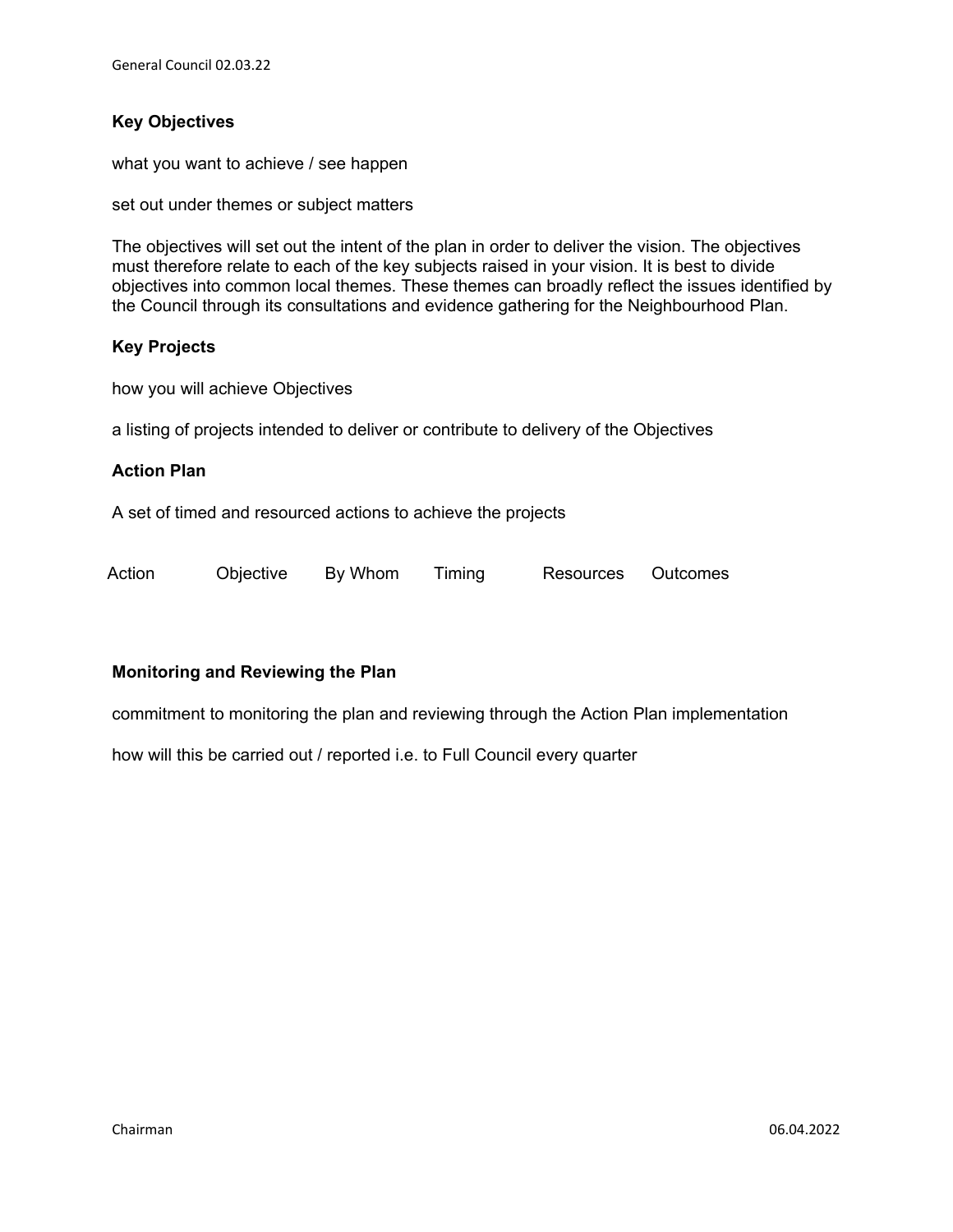**Key Objectives**

what you want to achieve / see happen

set out under themes or subject matters

The objectives will set out the intent of the plan in order to deliver the vision. The objectives must therefore relate to each of the key subjects raised in your vision. It is best to divide objectives into common local themes. These themes can broadly reflect the issues identified by the Council through its consultations and evidence gathering for the Neighbourhood Plan.

**Key Projects**

how you will achieve Objectives

a listing of projects intended to deliver or contribute to delivery of the Objectives

**Action Plan**

A set of timed and resourced actions to achieve the projects

| Action | Objective | By Whom | Timing | Resources | Outcomes |
| --- | --- | --- | --- | --- | --- |

**Monitoring and Reviewing the Plan**

commitment to monitoring the plan and reviewing through the Action Plan implementation

how will this be carried out / reported i.e. to Full Council every quarter

Chairman 06.04.2022